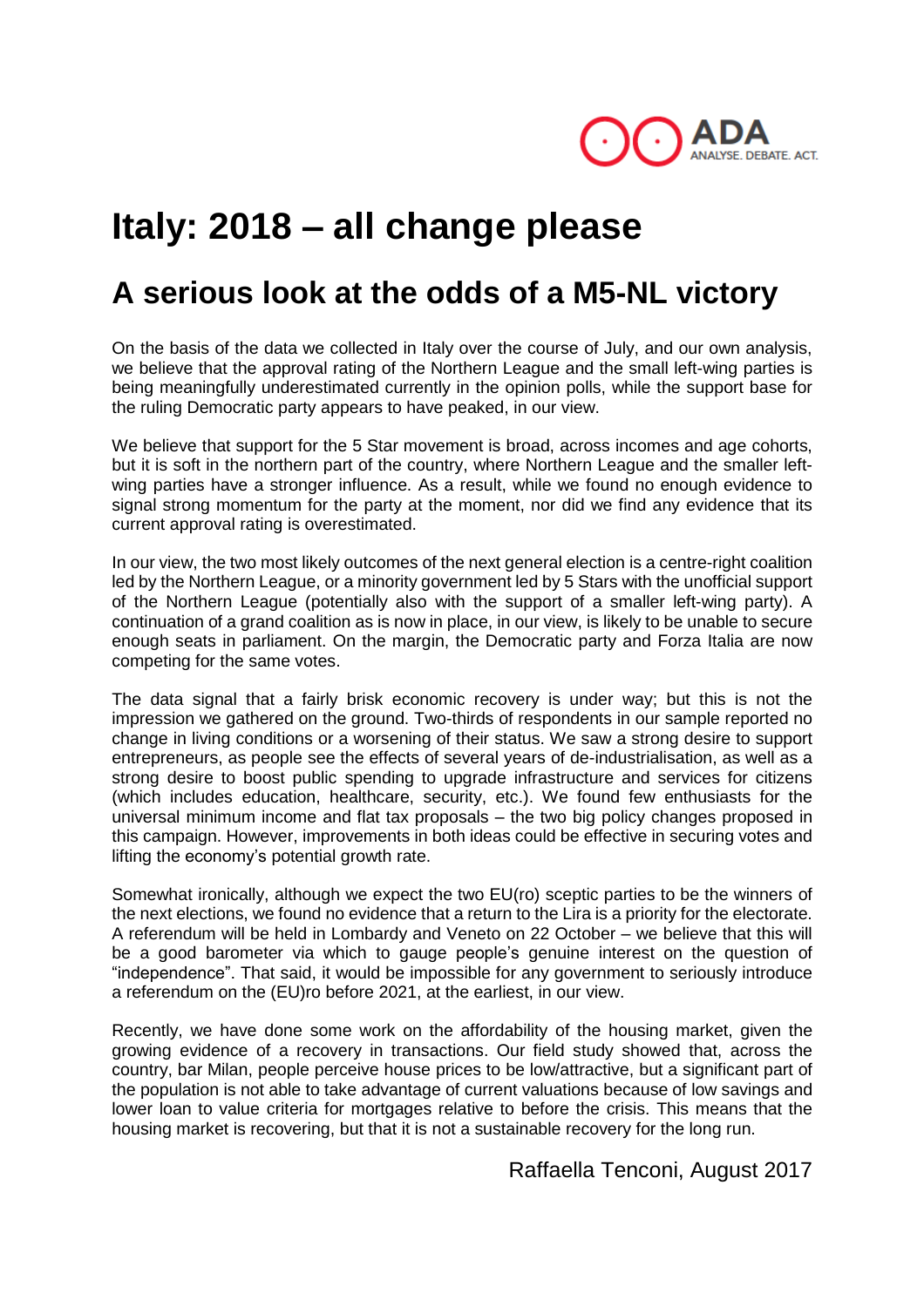# Italy: 2018 – all change please

## A serious look at the odds of a M5-NL victory

On the basis of the data we collected in Italy over the course of July, and our own analysis, we believe that the approval rating of the Northern League and the small left-wing parties is being meaningfully underestimated currently in the opinion polls, while the support base for the ruling Democratic party appears to have peaked, in our view.

We believe that support for the 5 Star movement is broad, across incomes and age cohorts, but it is soft in the northern part of the country, where Northern League and the smaller left-wing parties have a stronger influence. As a result, while we found no enough evidence to signal strong momentum for the party at the moment, nor did we find any evidence that its current approval rating is overestimated.

In our view, the two most likely outcomes of the next general election is a centre-right coalition led by the Northern League, or a minority government led by 5 Stars with the unofficial support of the Northern League (potentially also with the support of a smaller left-wing party). A continuation of a grand coalition as is now in place, in our view, is likely to be unable to secure enough seats in parliament. On the margin, the Democratic party and Forza Italia are now competing for the same votes.

The data signal that a fairly brisk economic recovery is under way; but this is not the impression we gathered on the ground. Two-thirds of respondents in our sample reported no change in living conditions or a worsening of their status. We saw a strong desire to support entrepreneurs, as people see the effects of several years of de-industrialisation, as well as a strong desire to boost public spending to upgrade infrastructure and services for citizens (which includes education, healthcare, security, etc.). We found few enthusiasts for the universal minimum income and flat tax proposals – the two big policy changes proposed in this campaign. However, improvements in both ideas could be effective in securing votes and lifting the economy's potential growth rate.

Somewhat ironically, although we expect the two EU(ro) sceptic parties to be the winners of the next elections, we found no evidence that a return to the Lira is a priority for the electorate. A referendum will be held in Lombardy and Veneto on 22 October – we believe that this will be a good barometer via which to gauge people's genuine interest on the question of "independence". That said, it would be impossible for any government to seriously introduce a referendum on the (EU)ro before 2021, at the earliest, in our view.

Recently, we have done some work on the affordability of the housing market, given the growing evidence of a recovery in transactions. Our field study showed that, across the country, bar Milan, people perceive house prices to be low/attractive, but a significant part of the population is not able to take advantage of current valuations because of low savings and lower loan to value criteria for mortgages relative to before the crisis. This means that the housing market is recovering, but that it is not a sustainable recovery for the long run.

Raffaella Tenconi, August 2017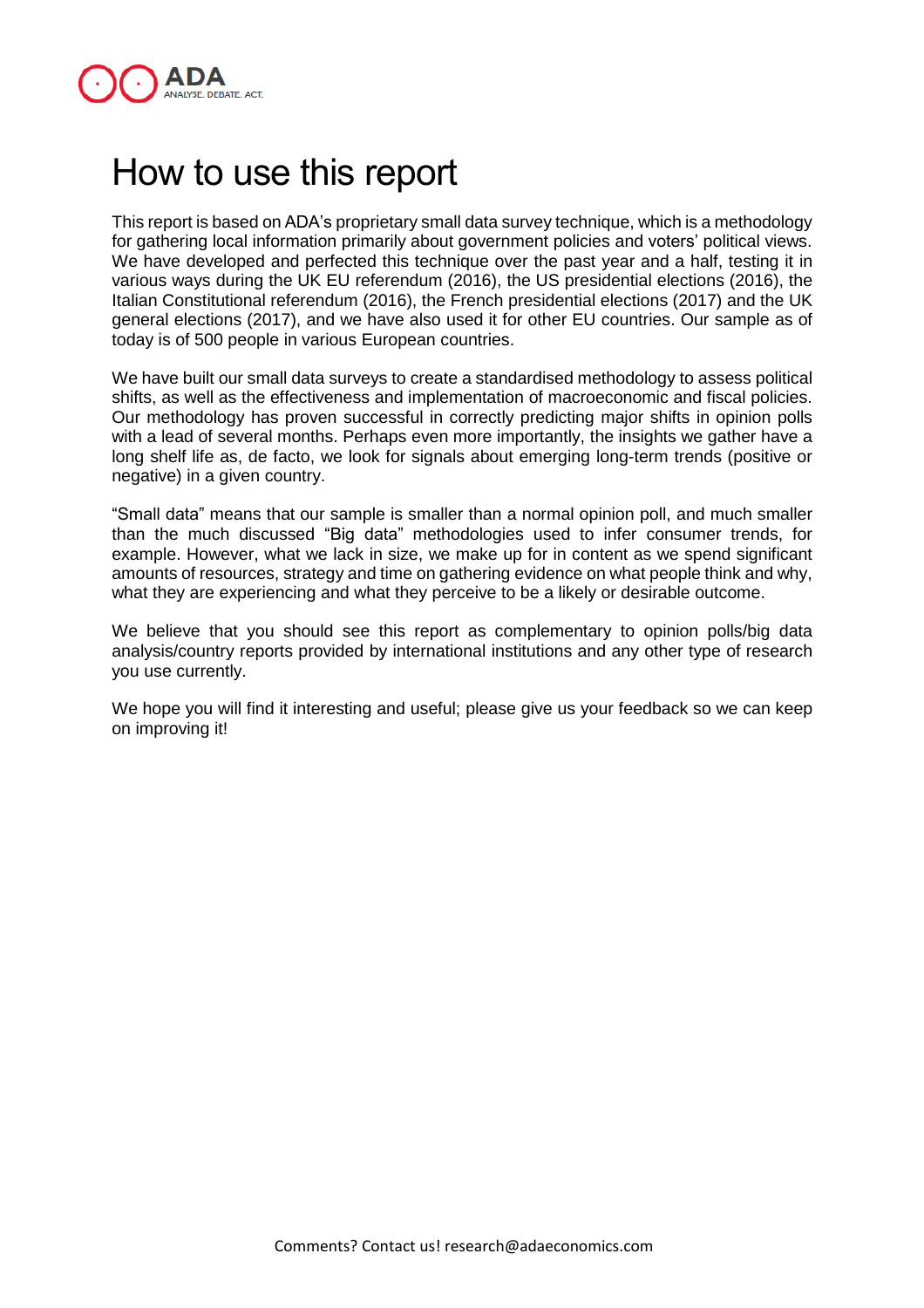# How to use this report

This report is based on ADA's proprietary small data survey technique, which is a methodology for gathering local information primarily about government policies and voters' political views. We have developed and perfected this technique over the past year and a half, testing it in various ways during the UK EU referendum (2016), the US presidential elections (2016), the Italian Constitutional referendum (2016), the French presidential elections (2017) and the UK general elections (2017), and we have also used it for other EU countries. Our sample as of today is of 500 people in various European countries.

We have built our small data surveys to create a standardised methodology to assess political shifts, as well as the effectiveness and implementation of macroeconomic and fiscal policies. Our methodology has proven successful in correctly predicting major shifts in opinion polls with a lead of several months. Perhaps even more importantly, the insights we gather have a long shelf life as, de facto, we look for signals about emerging long-term trends (positive or negative) in a given country.

"Small data" means that our sample is smaller than a normal opinion poll, and much smaller than the much discussed "Big data" methodologies used to infer consumer trends, for example. However, what we lack in size, we make up for in content as we spend significant amounts of resources, strategy and time on gathering evidence on what people think and why, what they are experiencing and what they perceive to be a likely or desirable outcome.

We believe that you should see this report as complementary to opinion polls/big data analysis/country reports provided by international institutions and any other type of research you use currently.

We hope you will find it interesting and useful; please give us your feedback so we can keep on improving it!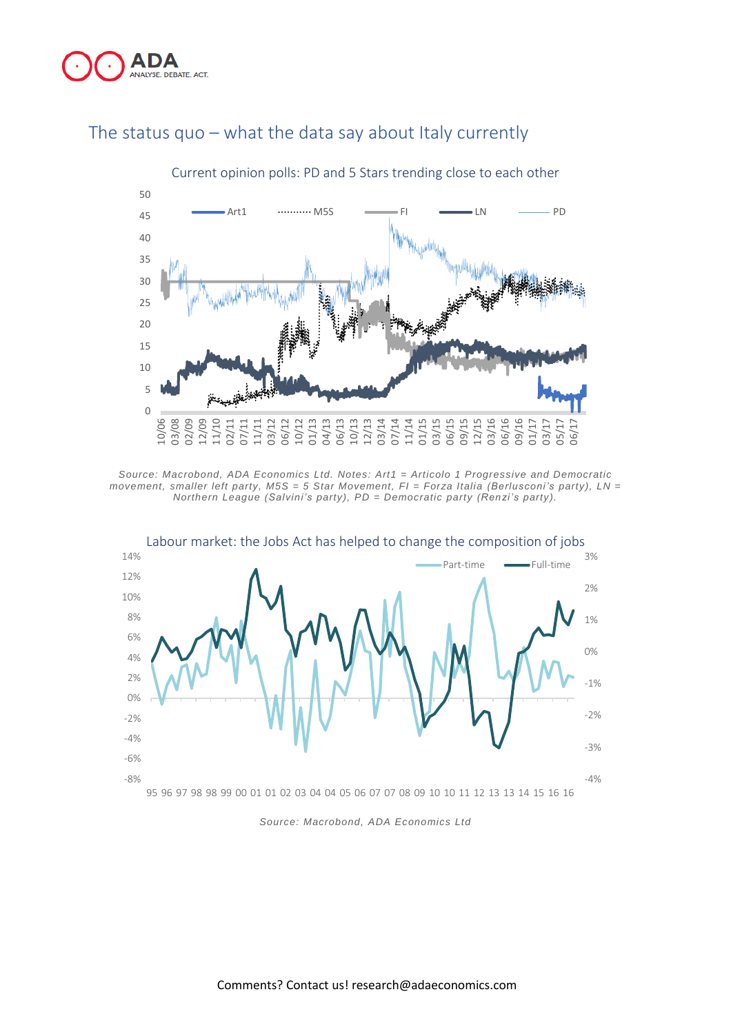## The status quo – what the data say about Italy currently

Current opinion polls: PD and 5 Stars trending close to each other

*Source: Macrobond, ADA Economics Ltd. Notes: Art1 = Articolo 1 Progressive and Democratic movement, smaller left party, M5S = 5 Star Movement, FI = Forza Italia (Berlusconi's party), LN = Northern League (Salvini's party), PD = Democratic party (Renzi's party).*

Labour market: the Jobs Act has helped to change the composition of jobs

*Source: Macrobond, ADA Economics Ltd*

Comments? Contact us! research@adaeconomics.com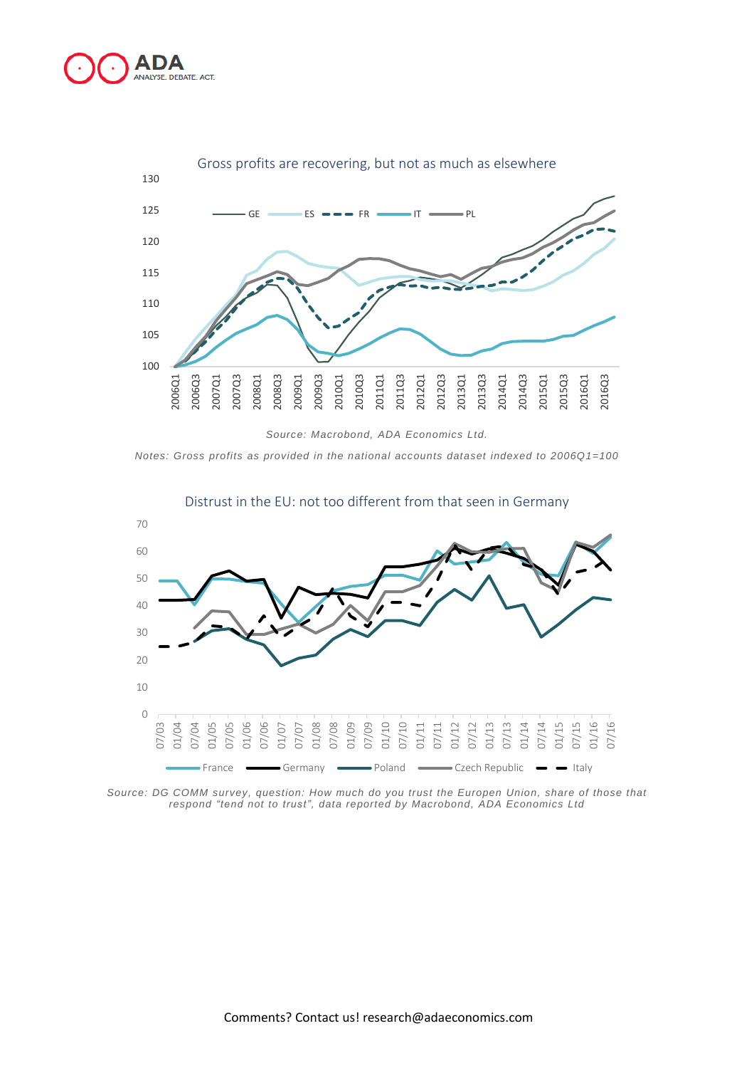Gross profits are recovering, but not as much as elsewhere

*Source: Macrobond, ADA Economics Ltd.*

*Notes: Gross profits as provided in the national accounts dataset indexed to 2006Q1=100*

Distrust in the EU: not too different from that seen in Germany

*Source: DG COMM survey, question: How much do you trust the Europen Union, share of those that respond "tend not to trust", data reported by Macrobond, ADA Economics Ltd*

Comments? Contact us! research@adaeconomics.com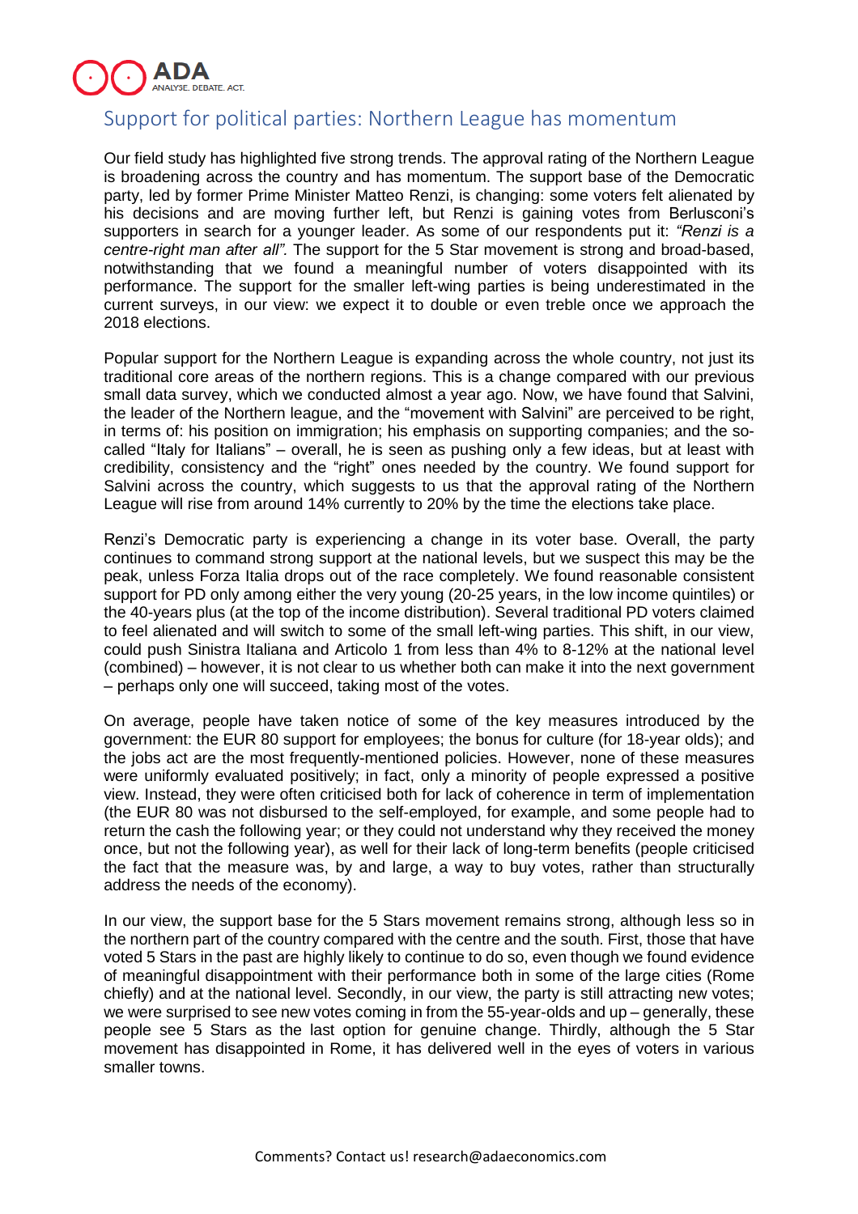## Support for political parties: Northern League has momentum

Our field study has highlighted five strong trends. The approval rating of the Northern League is broadening across the country and has momentum. The support base of the Democratic party, led by former Prime Minister Matteo Renzi, is changing: some voters felt alienated by his decisions and are moving further left, but Renzi is gaining votes from Berlusconi's supporters in search for a younger leader. As some of our respondents put it: *"Renzi is a centre-right man after all".* The support for the 5 Star movement is strong and broad-based, notwithstanding that we found a meaningful number of voters disappointed with its performance. The support for the smaller left-wing parties is being underestimated in the current surveys, in our view: we expect it to double or even treble once we approach the 2018 elections.

Popular support for the Northern League is expanding across the whole country, not just its traditional core areas of the northern regions. This is a change compared with our previous small data survey, which we conducted almost a year ago. Now, we have found that Salvini, the leader of the Northern league, and the "movement with Salvini" are perceived to be right, in terms of: his position on immigration; his emphasis on supporting companies; and the so-called "Italy for Italians" – overall, he is seen as pushing only a few ideas, but at least with credibility, consistency and the "right" ones needed by the country. We found support for Salvini across the country, which suggests to us that the approval rating of the Northern League will rise from around 14% currently to 20% by the time the elections take place.

Renzi's Democratic party is experiencing a change in its voter base. Overall, the party continues to command strong support at the national levels, but we suspect this may be the peak, unless Forza Italia drops out of the race completely. We found reasonable consistent support for PD only among either the very young (20-25 years, in the low income quintiles) or the 40-years plus (at the top of the income distribution). Several traditional PD voters claimed to feel alienated and will switch to some of the small left-wing parties. This shift, in our view, could push Sinistra Italiana and Articolo 1 from less than 4% to 8-12% at the national level (combined) – however, it is not clear to us whether both can make it into the next government – perhaps only one will succeed, taking most of the votes.

On average, people have taken notice of some of the key measures introduced by the government: the EUR 80 support for employees; the bonus for culture (for 18-year olds); and the jobs act are the most frequently-mentioned policies. However, none of these measures were uniformly evaluated positively; in fact, only a minority of people expressed a positive view. Instead, they were often criticised both for lack of coherence in term of implementation (the EUR 80 was not disbursed to the self-employed, for example, and some people had to return the cash the following year; or they could not understand why they received the money once, but not the following year), as well for their lack of long-term benefits (people criticised the fact that the measure was, by and large, a way to buy votes, rather than structurally address the needs of the economy).

In our view, the support base for the 5 Stars movement remains strong, although less so in the northern part of the country compared with the centre and the south. First, those that have voted 5 Stars in the past are highly likely to continue to do so, even though we found evidence of meaningful disappointment with their performance both in some of the large cities (Rome chiefly) and at the national level. Secondly, in our view, the party is still attracting new votes; we were surprised to see new votes coming in from the 55-year-olds and up – generally, these people see 5 Stars as the last option for genuine change. Thirdly, although the 5 Star movement has disappointed in Rome, it has delivered well in the eyes of voters in various smaller towns.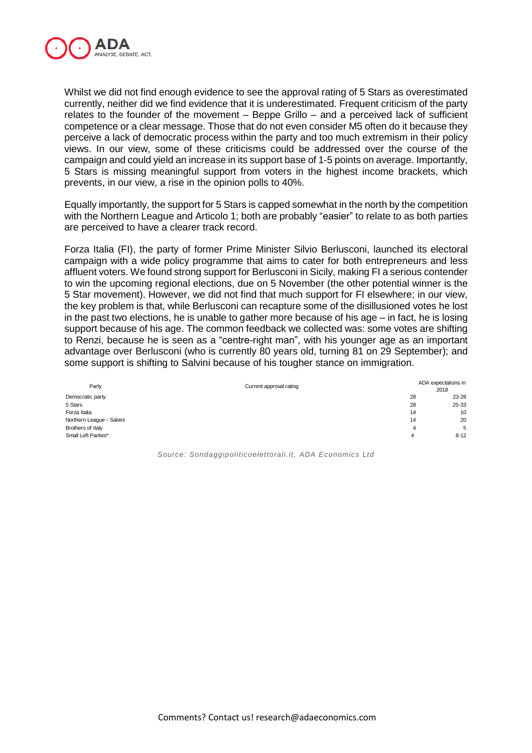Whilst we did not find enough evidence to see the approval rating of 5 Stars as overestimated currently, neither did we find evidence that it is underestimated. Frequent criticism of the party relates to the founder of the movement – Beppe Grillo – and a perceived lack of sufficient competence or a clear message. Those that do not even consider M5 often do it because they perceive a lack of democratic process within the party and too much extremism in their policy views. In our view, some of these criticisms could be addressed over the course of the campaign and could yield an increase in its support base of 1-5 points on average. Importantly, 5 Stars is missing meaningful support from voters in the highest income brackets, which prevents, in our view, a rise in the opinion polls to 40%.

Equally importantly, the support for 5 Stars is capped somewhat in the north by the competition with the Northern League and Articolo 1; both are probably "easier" to relate to as both parties are perceived to have a clearer track record.

Forza Italia (FI), the party of former Prime Minister Silvio Berlusconi, launched its electoral campaign with a wide policy programme that aims to cater for both entrepreneurs and less affluent voters. We found strong support for Berlusconi in Sicily, making FI a serious contender to win the upcoming regional elections, due on 5 November (the other potential winner is the 5 Star movement). However, we did not find that much support for FI elsewhere; in our view, the key problem is that, while Berlusconi can recapture some of the disillusioned votes he lost in the past two elections, he is unable to gather more because of his age – in fact, he is losing support because of his age. The common feedback we collected was: some votes are shifting to Renzi, because he is seen as a "centre-right man", with his younger age as an important advantage over Berlusconi (who is currently 80 years old, turning 81 on 29 September); and some support is shifting to Salvini because of his tougher stance on immigration.

| Party | Current approval rating | ADA expectations in 2018 |
|---|---|---|
| Democratic party | 28 | 23-28 |
| 5 Stars | 28 | 25-33 |
| Forza Italia | 14 | 10 |
| Northern League - Salvini | 14 | 20 |
| Brothers of Italy | 4 | 5 |
| Small Left Parties* | 4 | 8-12 |

*Source: Sondaggipoliticoelettorali.it, ADA Economics Ltd*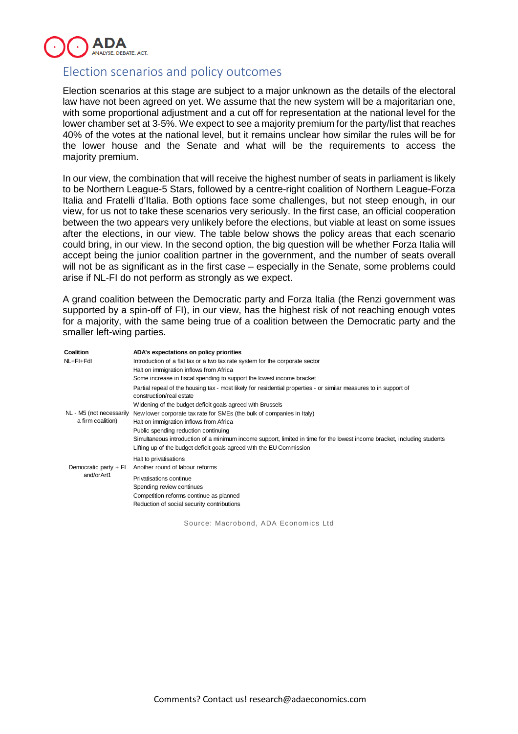## Election scenarios and policy outcomes

Election scenarios at this stage are subject to a major unknown as the details of the electoral law have not been agreed on yet. We assume that the new system will be a majoritarian one, with some proportional adjustment and a cut off for representation at the national level for the lower chamber set at 3-5%. We expect to see a majority premium for the party/list that reaches 40% of the votes at the national level, but it remains unclear how similar the rules will be for the lower house and the Senate and what will be the requirements to access the majority premium.

In our view, the combination that will receive the highest number of seats in parliament is likely to be Northern League-5 Stars, followed by a centre-right coalition of Northern League-Forza Italia and Fratelli d'Italia. Both options face some challenges, but not steep enough, in our view, for us not to take these scenarios very seriously. In the first case, an official cooperation between the two appears very unlikely before the elections, but viable at least on some issues after the elections, in our view. The table below shows the policy areas that each scenario could bring, in our view. In the second option, the big question will be whether Forza Italia will accept being the junior coalition partner in the government, and the number of seats overall will not be as significant as in the first case – especially in the Senate, some problems could arise if NL-FI do not perform as strongly as we expect.

A grand coalition between the Democratic party and Forza Italia (the Renzi government was supported by a spin-off of FI), in our view, has the highest risk of not reaching enough votes for a majority, with the same being true of a coalition between the Democratic party and the smaller left-wing parties.

| Coalition | ADA's expectations on policy priorities |
|---|---|
| NL+FI+FdI | Introduction of a flat tax or a two tax rate system for the corporate sector |
| | Halt on immigration inflows from Africa |
| | Some increase in fiscal spending to support the lowest income bracket |
| | Partial repeal of the housing tax - most likely for residential properties - or similar measures to in support of construction/real estate |
| | Widening of the budget deficit goals agreed with Brussels |
| NL - M5 (not necessarily a firm coalition) | New lower corporate tax rate for SMEs (the bulk of companies in Italy) |
| | Halt on immigration inflows from Africa |
| | Public spending reduction continuing |
| | Simultaneous introduction of a minimum income support, limited in time for the lowest income bracket, including students |
| | Lifting up of the budget deficit goals agreed with the EU Commission |
| | Halt to privatisations |
| Democratic party + FI and/orArt1 | Another round of labour reforms |
| | Privatisations continue |
| | Spending review continues |
| | Competition reforms continue as planned |
| | Reduction of social security contributions |

Source: Macrobond, ADA Economics Ltd

Comments? Contact us! research@adaeconomics.com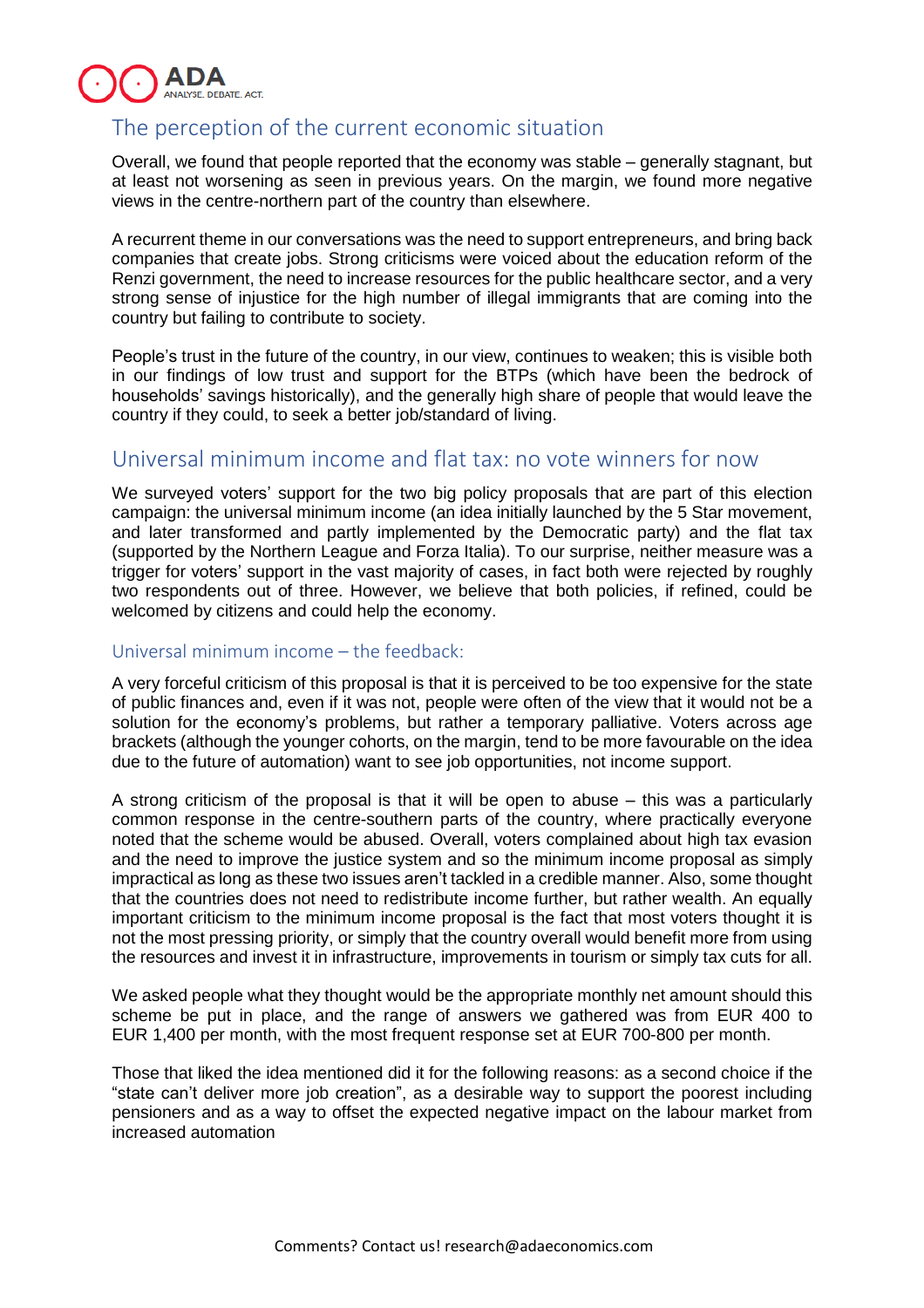## The perception of the current economic situation

Overall, we found that people reported that the economy was stable – generally stagnant, but at least not worsening as seen in previous years. On the margin, we found more negative views in the centre-northern part of the country than elsewhere.

A recurrent theme in our conversations was the need to support entrepreneurs, and bring back companies that create jobs. Strong criticisms were voiced about the education reform of the Renzi government, the need to increase resources for the public healthcare sector, and a very strong sense of injustice for the high number of illegal immigrants that are coming into the country but failing to contribute to society.

People's trust in the future of the country, in our view, continues to weaken; this is visible both in our findings of low trust and support for the BTPs (which have been the bedrock of households' savings historically), and the generally high share of people that would leave the country if they could, to seek a better job/standard of living.

## Universal minimum income and flat tax: no vote winners for now

We surveyed voters' support for the two big policy proposals that are part of this election campaign: the universal minimum income (an idea initially launched by the 5 Star movement, and later transformed and partly implemented by the Democratic party) and the flat tax (supported by the Northern League and Forza Italia). To our surprise, neither measure was a trigger for voters' support in the vast majority of cases, in fact both were rejected by roughly two respondents out of three. However, we believe that both policies, if refined, could be welcomed by citizens and could help the economy.

### Universal minimum income – the feedback:

A very forceful criticism of this proposal is that it is perceived to be too expensive for the state of public finances and, even if it was not, people were often of the view that it would not be a solution for the economy's problems, but rather a temporary palliative. Voters across age brackets (although the younger cohorts, on the margin, tend to be more favourable on the idea due to the future of automation) want to see job opportunities, not income support.

A strong criticism of the proposal is that it will be open to abuse – this was a particularly common response in the centre-southern parts of the country, where practically everyone noted that the scheme would be abused. Overall, voters complained about high tax evasion and the need to improve the justice system and so the minimum income proposal as simply impractical as long as these two issues aren't tackled in a credible manner. Also, some thought that the countries does not need to redistribute income further, but rather wealth. An equally important criticism to the minimum income proposal is the fact that most voters thought it is not the most pressing priority, or simply that the country overall would benefit more from using the resources and invest it in infrastructure, improvements in tourism or simply tax cuts for all.

We asked people what they thought would be the appropriate monthly net amount should this scheme be put in place, and the range of answers we gathered was from EUR 400 to EUR 1,400 per month, with the most frequent response set at EUR 700-800 per month.

Those that liked the idea mentioned did it for the following reasons: as a second choice if the "state can't deliver more job creation", as a desirable way to support the poorest including pensioners and as a way to offset the expected negative impact on the labour market from increased automation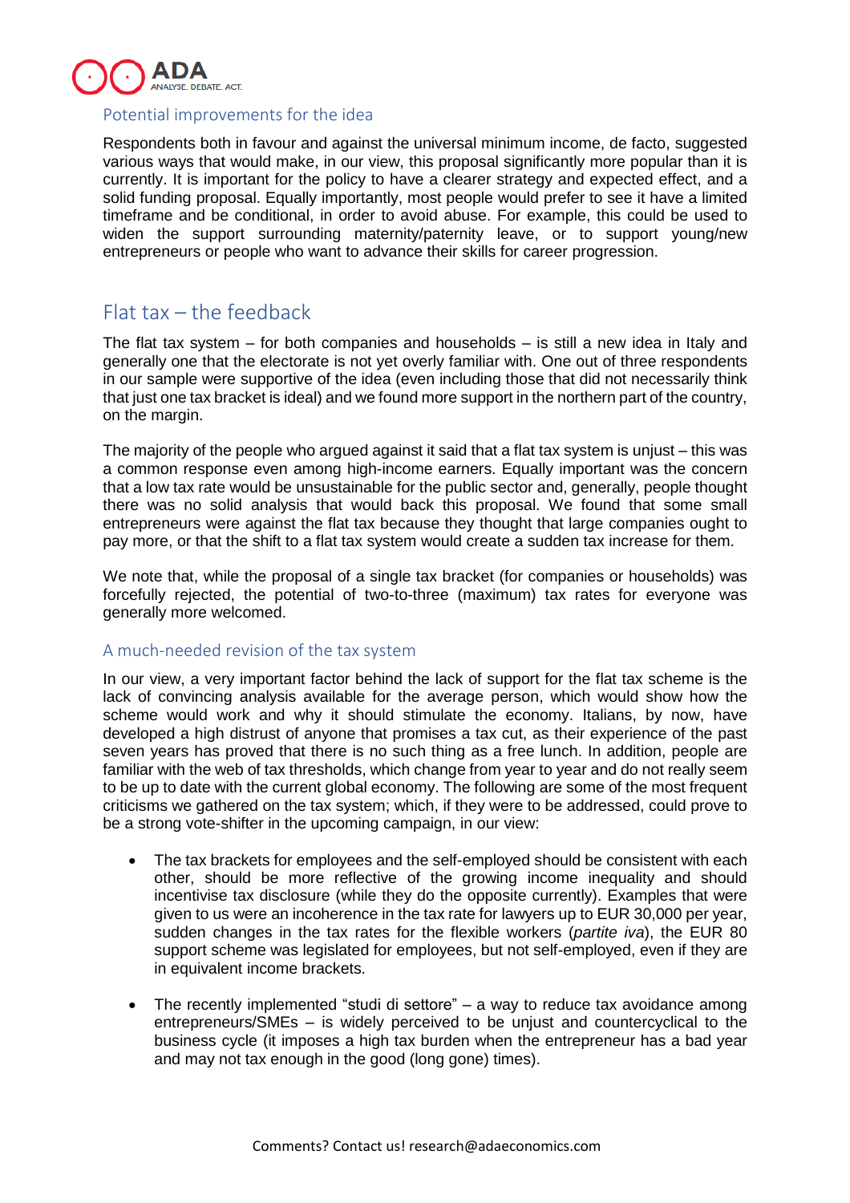### Potential improvements for the idea

Respondents both in favour and against the universal minimum income, de facto, suggested various ways that would make, in our view, this proposal significantly more popular than it is currently. It is important for the policy to have a clearer strategy and expected effect, and a solid funding proposal. Equally importantly, most people would prefer to see it have a limited timeframe and be conditional, in order to avoid abuse. For example, this could be used to widen the support surrounding maternity/paternity leave, or to support young/new entrepreneurs or people who want to advance their skills for career progression.

## Flat tax – the feedback

The flat tax system – for both companies and households – is still a new idea in Italy and generally one that the electorate is not yet overly familiar with. One out of three respondents in our sample were supportive of the idea (even including those that did not necessarily think that just one tax bracket is ideal) and we found more support in the northern part of the country, on the margin.

The majority of the people who argued against it said that a flat tax system is unjust – this was a common response even among high-income earners. Equally important was the concern that a low tax rate would be unsustainable for the public sector and, generally, people thought there was no solid analysis that would back this proposal. We found that some small entrepreneurs were against the flat tax because they thought that large companies ought to pay more, or that the shift to a flat tax system would create a sudden tax increase for them.

We note that, while the proposal of a single tax bracket (for companies or households) was forcefully rejected, the potential of two-to-three (maximum) tax rates for everyone was generally more welcomed.

### A much-needed revision of the tax system

In our view, a very important factor behind the lack of support for the flat tax scheme is the lack of convincing analysis available for the average person, which would show how the scheme would work and why it should stimulate the economy. Italians, by now, have developed a high distrust of anyone that promises a tax cut, as their experience of the past seven years has proved that there is no such thing as a free lunch. In addition, people are familiar with the web of tax thresholds, which change from year to year and do not really seem to be up to date with the current global economy. The following are some of the most frequent criticisms we gathered on the tax system; which, if they were to be addressed, could prove to be a strong vote-shifter in the upcoming campaign, in our view:

- The tax brackets for employees and the self-employed should be consistent with each other, should be more reflective of the growing income inequality and should incentivise tax disclosure (while they do the opposite currently). Examples that were given to us were an incoherence in the tax rate for lawyers up to EUR 30,000 per year, sudden changes in the tax rates for the flexible workers (*partite iva*), the EUR 80 support scheme was legislated for employees, but not self-employed, even if they are in equivalent income brackets.

- The recently implemented "studi di settore" – a way to reduce tax avoidance among entrepreneurs/SMEs – is widely perceived to be unjust and countercyclical to the business cycle (it imposes a high tax burden when the entrepreneur has a bad year and may not tax enough in the good (long gone) times).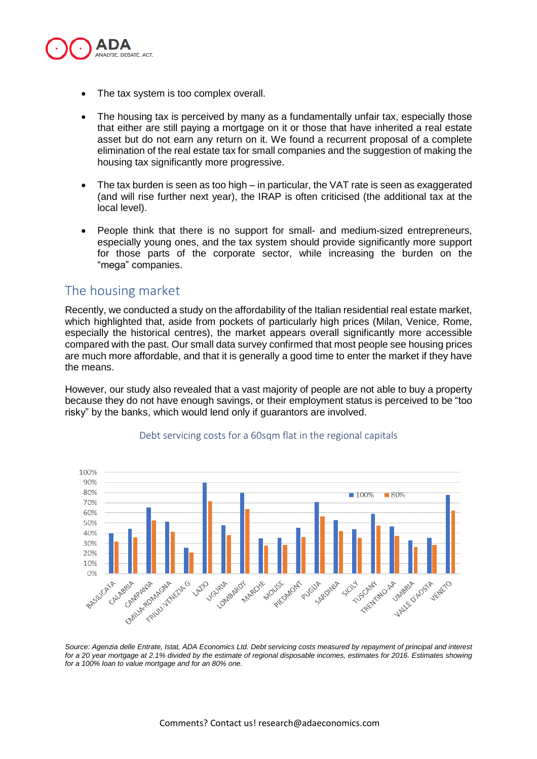- The tax system is too complex overall.
- The housing tax is perceived by many as a fundamentally unfair tax, especially those that either are still paying a mortgage on it or those that have inherited a real estate asset but do not earn any return on it. We found a recurrent proposal of a complete elimination of the real estate tax for small companies and the suggestion of making the housing tax significantly more progressive.
- The tax burden is seen as too high – in particular, the VAT rate is seen as exaggerated (and will rise further next year), the IRAP is often criticised (the additional tax at the local level).
- People think that there is no support for small- and medium-sized entrepreneurs, especially young ones, and the tax system should provide significantly more support for those parts of the corporate sector, while increasing the burden on the "mega" companies.

## The housing market

Recently, we conducted a study on the affordability of the Italian residential real estate market, which highlighted that, aside from pockets of particularly high prices (Milan, Venice, Rome, especially the historical centres), the market appears overall significantly more accessible compared with the past. Our small data survey confirmed that most people see housing prices are much more affordable, and that it is generally a good time to enter the market if they have the means.

However, our study also revealed that a vast majority of people are not able to buy a property because they do not have enough savings, or their employment status is perceived to be "too risky" by the banks, which would lend only if guarantors are involved.

Debt servicing costs for a 60sqm flat in the regional capitals

*Source: Agenzia delle Entrate, Istat, ADA Economics Ltd. Debt servicing costs measured by repayment of principal and interest for a 20 year mortgage at 2.1% divided by the estimate of regional disposable incomes, estimates for 2016. Estimates showing for a 100% loan to value mortgage and for an 80% one.*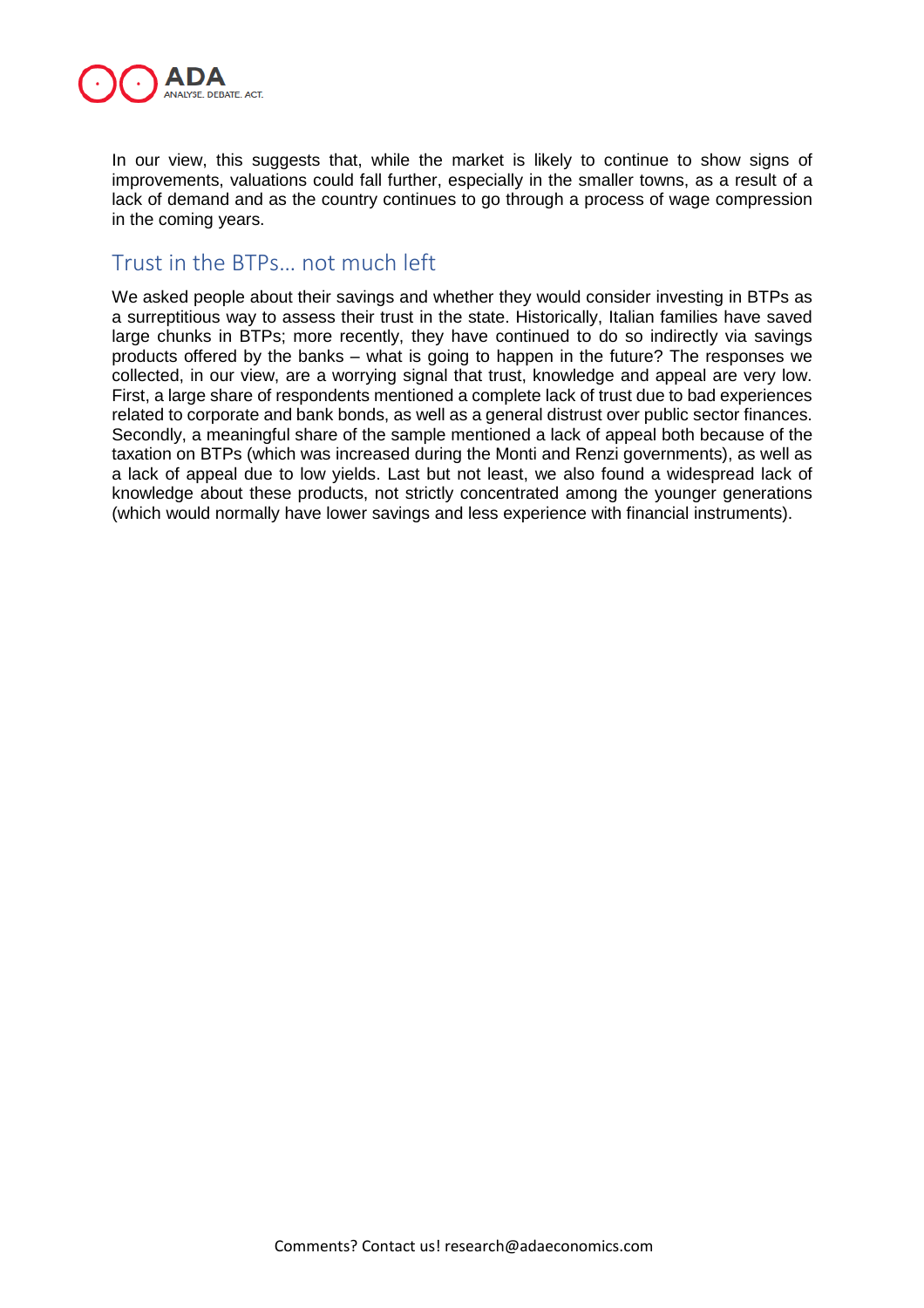In our view, this suggests that, while the market is likely to continue to show signs of improvements, valuations could fall further, especially in the smaller towns, as a result of a lack of demand and as the country continues to go through a process of wage compression in the coming years.

## Trust in the BTPs… not much left

We asked people about their savings and whether they would consider investing in BTPs as a surreptitious way to assess their trust in the state. Historically, Italian families have saved large chunks in BTPs; more recently, they have continued to do so indirectly via savings products offered by the banks – what is going to happen in the future? The responses we collected, in our view, are a worrying signal that trust, knowledge and appeal are very low. First, a large share of respondents mentioned a complete lack of trust due to bad experiences related to corporate and bank bonds, as well as a general distrust over public sector finances. Secondly, a meaningful share of the sample mentioned a lack of appeal both because of the taxation on BTPs (which was increased during the Monti and Renzi governments), as well as a lack of appeal due to low yields. Last but not least, we also found a widespread lack of knowledge about these products, not strictly concentrated among the younger generations (which would normally have lower savings and less experience with financial instruments).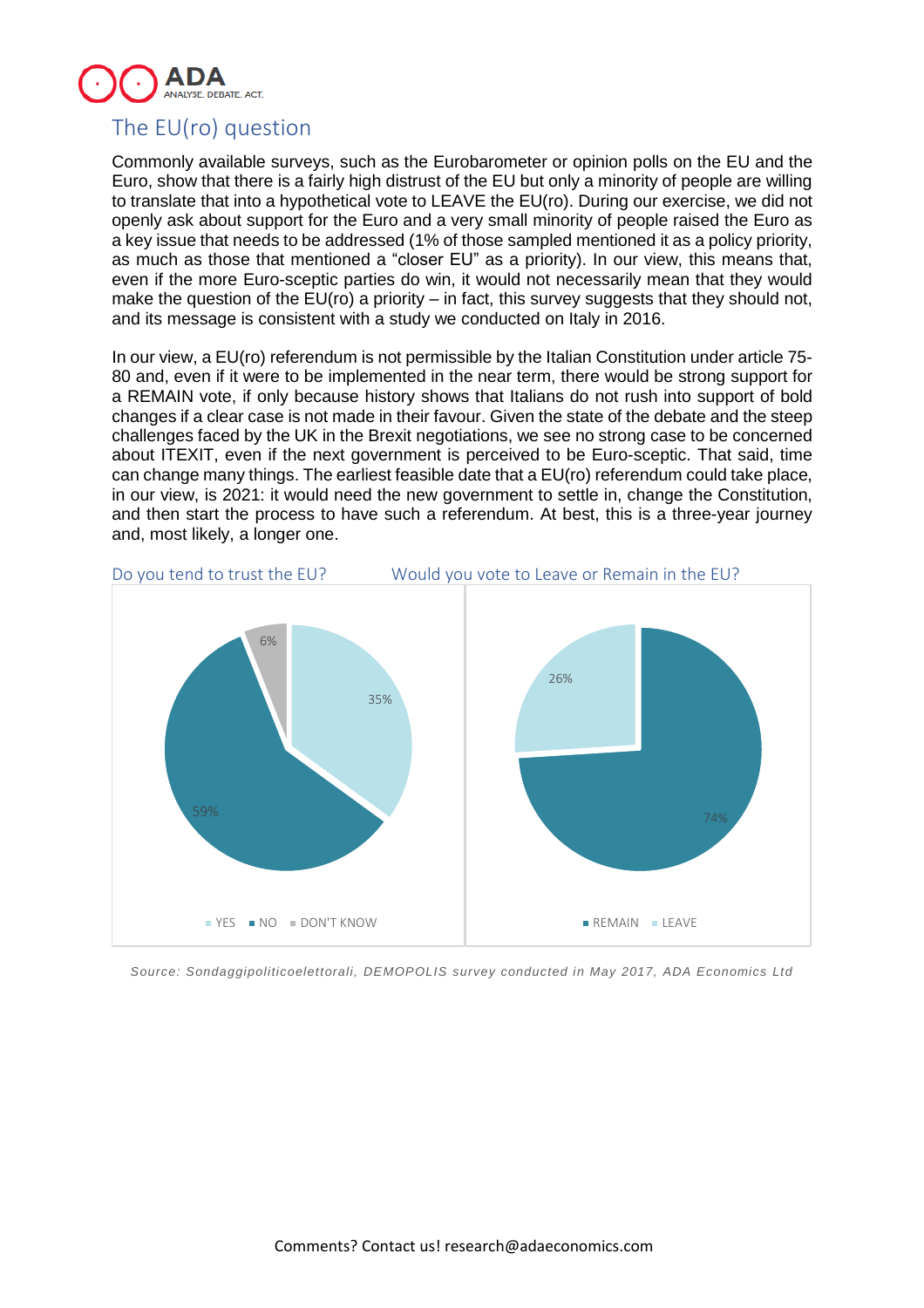## The EU(ro) question

Commonly available surveys, such as the Eurobarometer or opinion polls on the EU and the Euro, show that there is a fairly high distrust of the EU but only a minority of people are willing to translate that into a hypothetical vote to LEAVE the EU(ro). During our exercise, we did not openly ask about support for the Euro and a very small minority of people raised the Euro as a key issue that needs to be addressed (1% of those sampled mentioned it as a policy priority, as much as those that mentioned a "closer EU" as a priority). In our view, this means that, even if the more Euro-sceptic parties do win, it would not necessarily mean that they would make the question of the EU(ro) a priority – in fact, this survey suggests that they should not, and its message is consistent with a study we conducted on Italy in 2016.

In our view, a EU(ro) referendum is not permissible by the Italian Constitution under article 75-80 and, even if it were to be implemented in the near term, there would be strong support for a REMAIN vote, if only because history shows that Italians do not rush into support of bold changes if a clear case is not made in their favour. Given the state of the debate and the steep challenges faced by the UK in the Brexit negotiations, we see no strong case to be concerned about ITEXIT, even if the next government is perceived to be Euro-sceptic. That said, time can change many things. The earliest feasible date that a EU(ro) referendum could take place, in our view, is 2021: it would need the new government to settle in, change the Constitution, and then start the process to have such a referendum. At best, this is a three-year journey and, most likely, a longer one.

**Do you tend to trust the EU?**

| Answer | Share |
| --- | --- |
| YES | 35% |
| NO | 59% |
| DON'T KNOW | 6% |

**Would you vote to Leave or Remain in the EU?**

| Answer | Share |
| --- | --- |
| REMAIN | 74% |
| LEAVE | 26% |

*Source: Sondaggipoliticoelettorali, DEMOPOLIS survey conducted in May 2017, ADA Economics Ltd*

Comments? Contact us! research@adaeconomics.com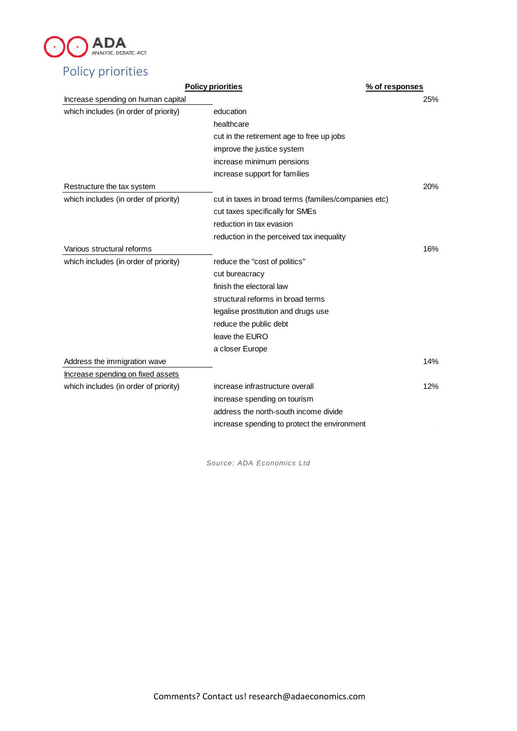## Policy priorities

| Policy priorities | | % of responses |
|---|---|---|
| Increase spending on human capital | | 25% |
| which includes (in order of priority) | education | |
| | healthcare | |
| | cut in the retirement age to free up jobs | |
| | improve the justice system | |
| | increase minimum pensions | |
| | increase support for families | |
| Restructure the tax system | | 20% |
| which includes (in order of priority) | cut in taxes in broad terms (families/companies etc) | |
| | cut taxes specifically for SMEs | |
| | reduction in tax evasion | |
| | reduction in the perceived tax inequality | |
| Various structural reforms | | 16% |
| which includes (in order of priority) | reduce the "cost of politics" | |
| | cut bureacracy | |
| | finish the electoral law | |
| | structural reforms in broad terms | |
| | legalise prostitution and drugs use | |
| | reduce the public debt | |
| | leave the EURO | |
| | a closer Europe | |
| Address the immigration wave | | 14% |
| Increase spending on fixed assets | | |
| which includes (in order of priority) | increase infrastructure overall | 12% |
| | increase spending on tourism | |
| | address the north-south income divide | |
| | increase spending to protect the environment | |

*Source: ADA Economics Ltd*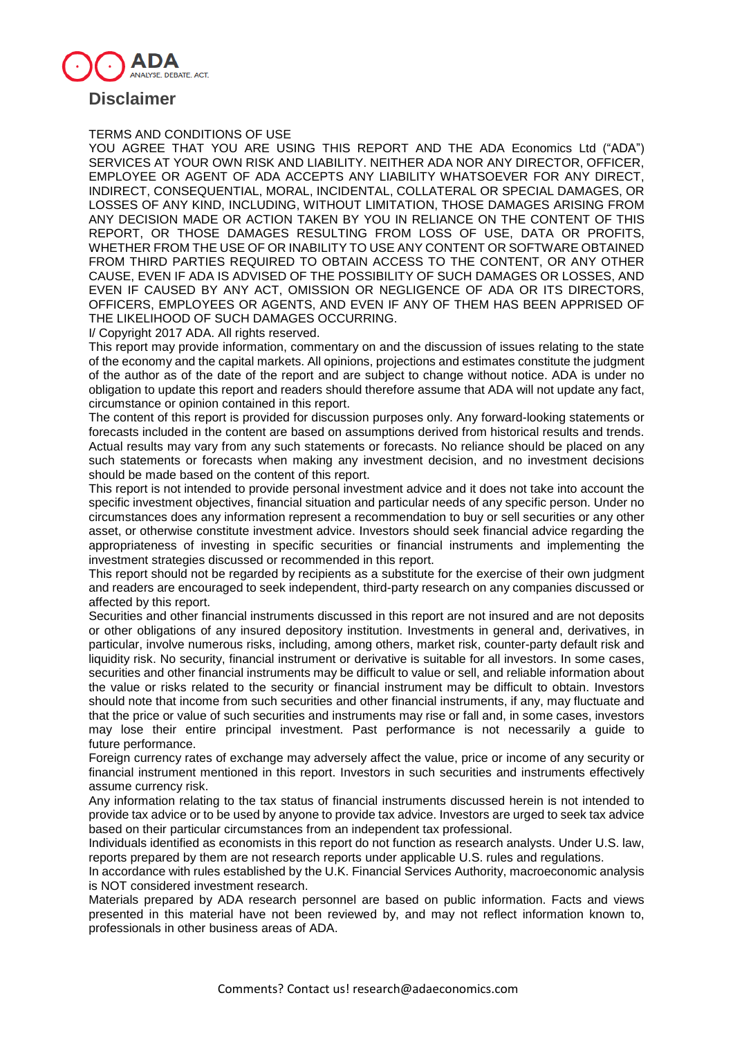# Disclaimer

TERMS AND CONDITIONS OF USE

YOU AGREE THAT YOU ARE USING THIS REPORT AND THE ADA Economics Ltd ("ADA") SERVICES AT YOUR OWN RISK AND LIABILITY. NEITHER ADA NOR ANY DIRECTOR, OFFICER, EMPLOYEE OR AGENT OF ADA ACCEPTS ANY LIABILITY WHATSOEVER FOR ANY DIRECT, INDIRECT, CONSEQUENTIAL, MORAL, INCIDENTAL, COLLATERAL OR SPECIAL DAMAGES, OR LOSSES OF ANY KIND, INCLUDING, WITHOUT LIMITATION, THOSE DAMAGES ARISING FROM ANY DECISION MADE OR ACTION TAKEN BY YOU IN RELIANCE ON THE CONTENT OF THIS REPORT, OR THOSE DAMAGES RESULTING FROM LOSS OF USE, DATA OR PROFITS, WHETHER FROM THE USE OF OR INABILITY TO USE ANY CONTENT OR SOFTWARE OBTAINED FROM THIRD PARTIES REQUIRED TO OBTAIN ACCESS TO THE CONTENT, OR ANY OTHER CAUSE, EVEN IF ADA IS ADVISED OF THE POSSIBILITY OF SUCH DAMAGES OR LOSSES, AND EVEN IF CAUSED BY ANY ACT, OMISSION OR NEGLIGENCE OF ADA OR ITS DIRECTORS, OFFICERS, EMPLOYEES OR AGENTS, AND EVEN IF ANY OF THEM HAS BEEN APPRISED OF THE LIKELIHOOD OF SUCH DAMAGES OCCURRING.

I/ Copyright 2017 ADA. All rights reserved.

This report may provide information, commentary on and the discussion of issues relating to the state of the economy and the capital markets. All opinions, projections and estimates constitute the judgment of the author as of the date of the report and are subject to change without notice. ADA is under no obligation to update this report and readers should therefore assume that ADA will not update any fact, circumstance or opinion contained in this report.

The content of this report is provided for discussion purposes only. Any forward-looking statements or forecasts included in the content are based on assumptions derived from historical results and trends. Actual results may vary from any such statements or forecasts. No reliance should be placed on any such statements or forecasts when making any investment decision, and no investment decisions should be made based on the content of this report.

This report is not intended to provide personal investment advice and it does not take into account the specific investment objectives, financial situation and particular needs of any specific person. Under no circumstances does any information represent a recommendation to buy or sell securities or any other asset, or otherwise constitute investment advice. Investors should seek financial advice regarding the appropriateness of investing in specific securities or financial instruments and implementing the investment strategies discussed or recommended in this report.

This report should not be regarded by recipients as a substitute for the exercise of their own judgment and readers are encouraged to seek independent, third-party research on any companies discussed or affected by this report.

Securities and other financial instruments discussed in this report are not insured and are not deposits or other obligations of any insured depository institution. Investments in general and, derivatives, in particular, involve numerous risks, including, among others, market risk, counter-party default risk and liquidity risk. No security, financial instrument or derivative is suitable for all investors. In some cases, securities and other financial instruments may be difficult to value or sell, and reliable information about the value or risks related to the security or financial instrument may be difficult to obtain. Investors should note that income from such securities and other financial instruments, if any, may fluctuate and that the price or value of such securities and instruments may rise or fall and, in some cases, investors may lose their entire principal investment. Past performance is not necessarily a guide to future performance.

Foreign currency rates of exchange may adversely affect the value, price or income of any security or financial instrument mentioned in this report. Investors in such securities and instruments effectively assume currency risk.

Any information relating to the tax status of financial instruments discussed herein is not intended to provide tax advice or to be used by anyone to provide tax advice. Investors are urged to seek tax advice based on their particular circumstances from an independent tax professional.

Individuals identified as economists in this report do not function as research analysts. Under U.S. law, reports prepared by them are not research reports under applicable U.S. rules and regulations.

In accordance with rules established by the U.K. Financial Services Authority, macroeconomic analysis is NOT considered investment research.

Materials prepared by ADA research personnel are based on public information. Facts and views presented in this material have not been reviewed by, and may not reflect information known to, professionals in other business areas of ADA.

Comments? Contact us! research@adaeconomics.com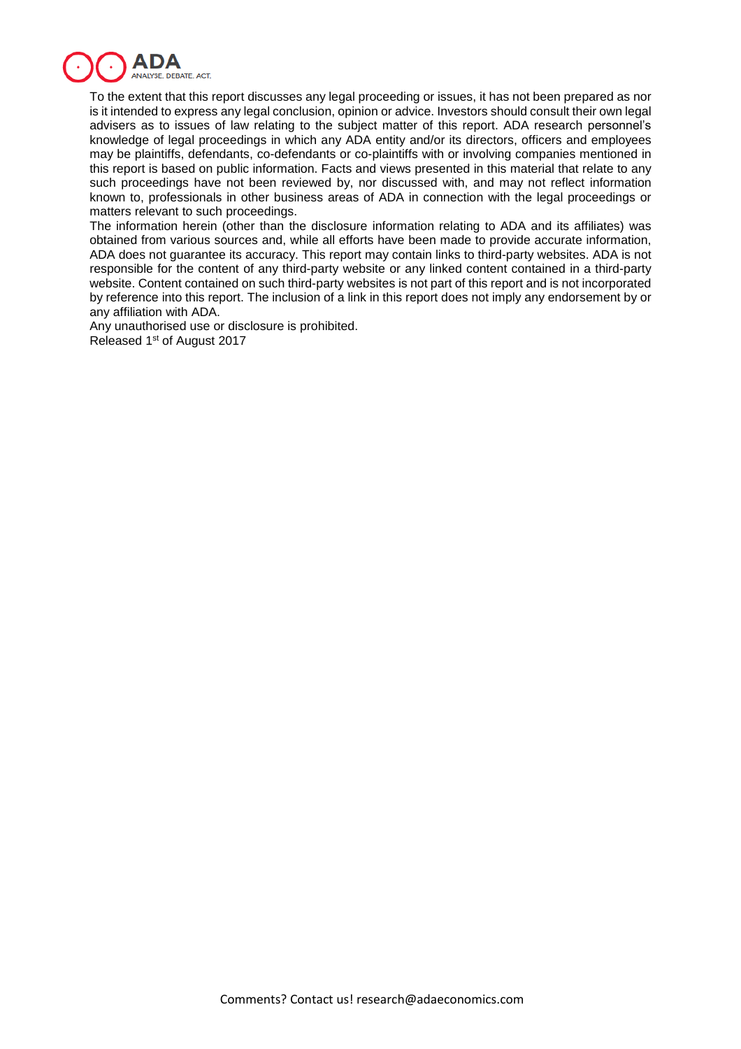To the extent that this report discusses any legal proceeding or issues, it has not been prepared as nor is it intended to express any legal conclusion, opinion or advice. Investors should consult their own legal advisers as to issues of law relating to the subject matter of this report. ADA research personnel's knowledge of legal proceedings in which any ADA entity and/or its directors, officers and employees may be plaintiffs, defendants, co-defendants or co-plaintiffs with or involving companies mentioned in this report is based on public information. Facts and views presented in this material that relate to any such proceedings have not been reviewed by, nor discussed with, and may not reflect information known to, professionals in other business areas of ADA in connection with the legal proceedings or matters relevant to such proceedings.

The information herein (other than the disclosure information relating to ADA and its affiliates) was obtained from various sources and, while all efforts have been made to provide accurate information, ADA does not guarantee its accuracy. This report may contain links to third-party websites. ADA is not responsible for the content of any third-party website or any linked content contained in a third-party website. Content contained on such third-party websites is not part of this report and is not incorporated by reference into this report. The inclusion of a link in this report does not imply any endorsement by or any affiliation with ADA.

Any unauthorised use or disclosure is prohibited.

Released 1st of August 2017